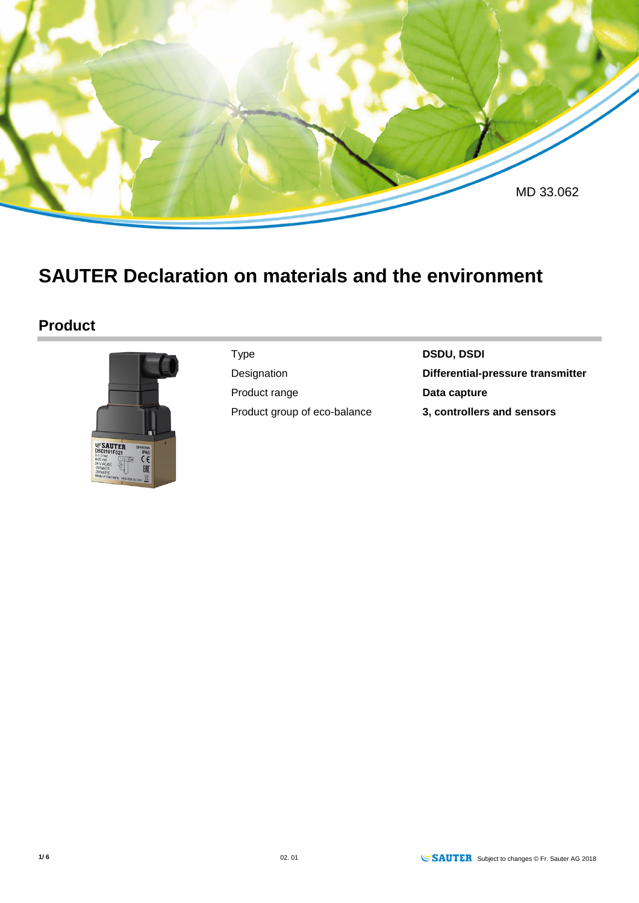MD 33.062

# SAUTER Declaration on materials and the environment

## Product

| | |
|---|---|
| Type | **DSDU, DSDI** |
| Designation | **Differential-pressure transmitter** |
| Product range | **Data capture** |
| Product group of eco-balance | **3, controllers and sensors** |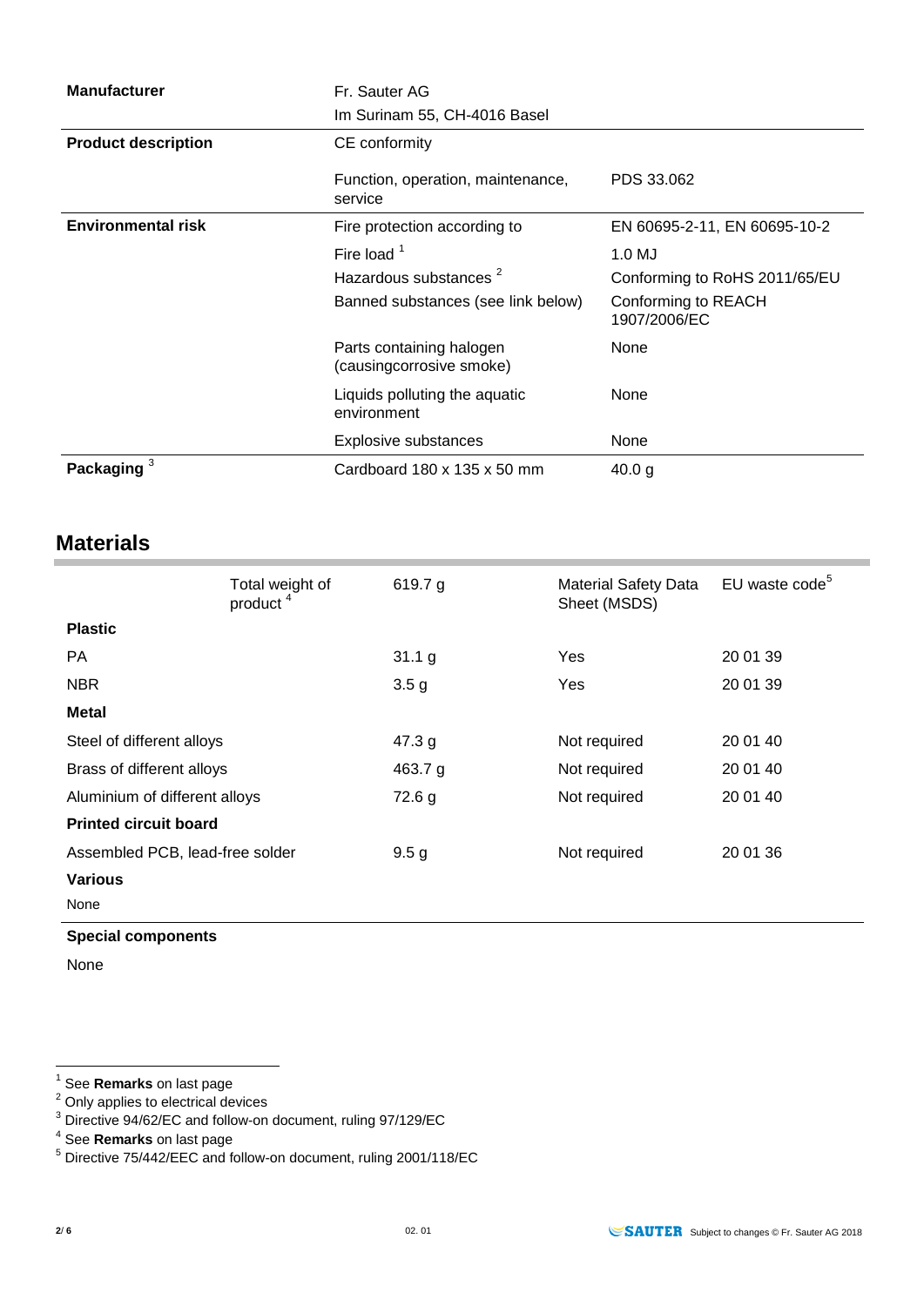| | | |
|---|---|---|
| **Manufacturer** | Fr. Sauter AG<br>Im Surinam 55, CH-4016 Basel | |
| **Product description** | CE conformity | |
| | Function, operation, maintenance, service | PDS 33.062 |
| **Environmental risk** | Fire protection according to | EN 60695-2-11, EN 60695-10-2 |
| | Fire load [1] | 1.0 MJ |
| | Hazardous substances [2] | Conforming to RoHS 2011/65/EU |
| | Banned substances (see link below) | Conforming to REACH 1907/2006/EC |
| | Parts containing halogen (causingcorrosive smoke) | None |
| | Liquids polluting the aquatic environment | None |
| | Explosive substances | None |
| **Packaging** [3] | Cardboard 180 x 135 x 50 mm | 40.0 g |

## Materials

| | Total weight of product [4] | 619.7 g | Material Safety Data Sheet (MSDS) | EU waste code[5] |
|---|---|---|---|---|
| **Plastic** | | | | |
| PA | | 31.1 g | Yes | 20 01 39 |
| NBR | | 3.5 g | Yes | 20 01 39 |
| **Metal** | | | | |
| Steel of different alloys | | 47.3 g | Not required | 20 01 40 |
| Brass of different alloys | | 463.7 g | Not required | 20 01 40 |
| Aluminium of different alloys | | 72.6 g | Not required | 20 01 40 |
| **Printed circuit board** | | | | |
| Assembled PCB, lead-free solder | | 9.5 g | Not required | 20 01 36 |
| **Various** | | | | |
| None | | | | |

**Special components**

None

---

[1] See **Remarks** on last page
[2] Only applies to electrical devices
[3] Directive 94/62/EC and follow-on document, ruling 97/129/EC
[4] See **Remarks** on last page
[5] Directive 75/442/EEC and follow-on document, ruling 2001/118/EC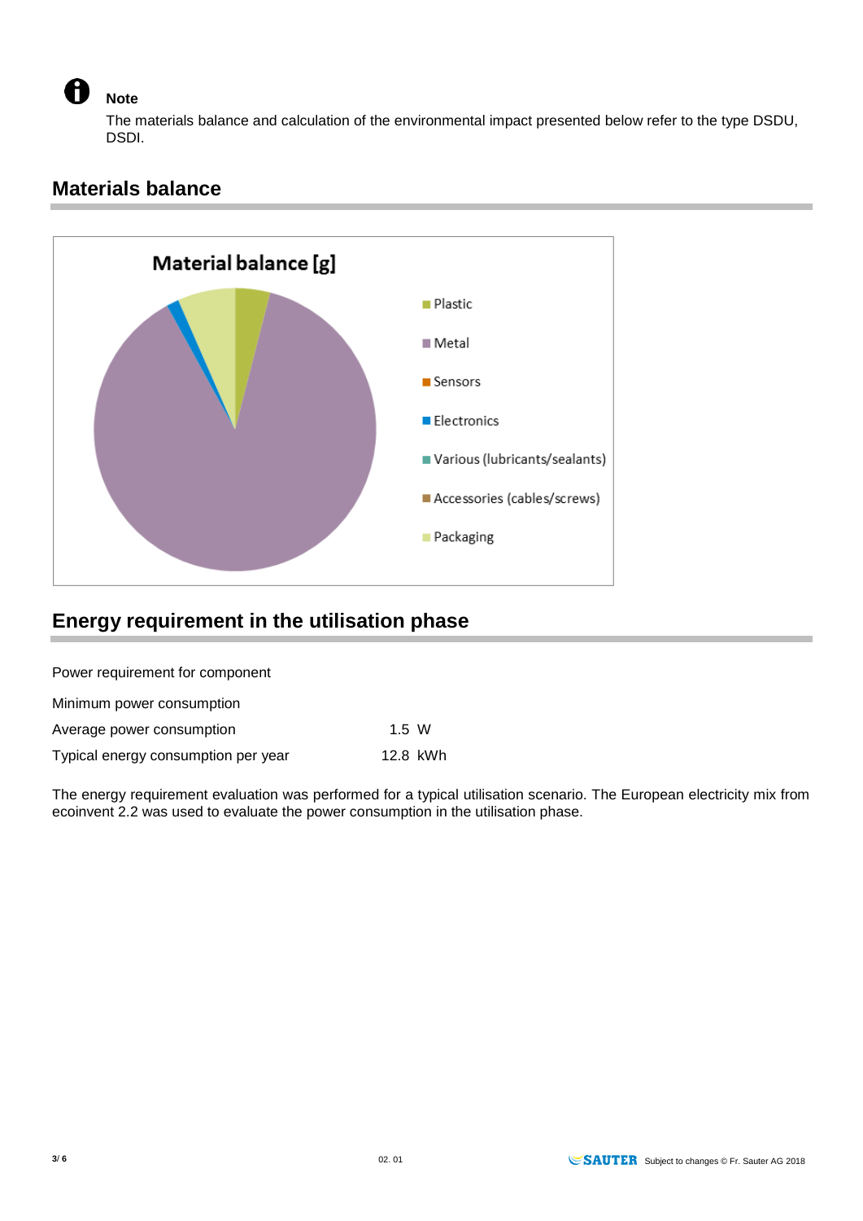> **Note**
>
> The materials balance and calculation of the environmental impact presented below refer to the type DSDU, DSDI.

## Materials balance

Material balance [g]

- Plastic
- Metal
- Sensors
- Electronics
- Various (lubricants/sealants)
- Accessories (cables/screws)
- Packaging

## Energy requirement in the utilisation phase

Power requirement for component

| | |
|---|---|
| Minimum power consumption | |
| Average power consumption | 1.5 W |
| Typical energy consumption per year | 12.8 kWh |

The energy requirement evaluation was performed for a typical utilisation scenario. The European electricity mix from ecoinvent 2.2 was used to evaluate the power consumption in the utilisation phase.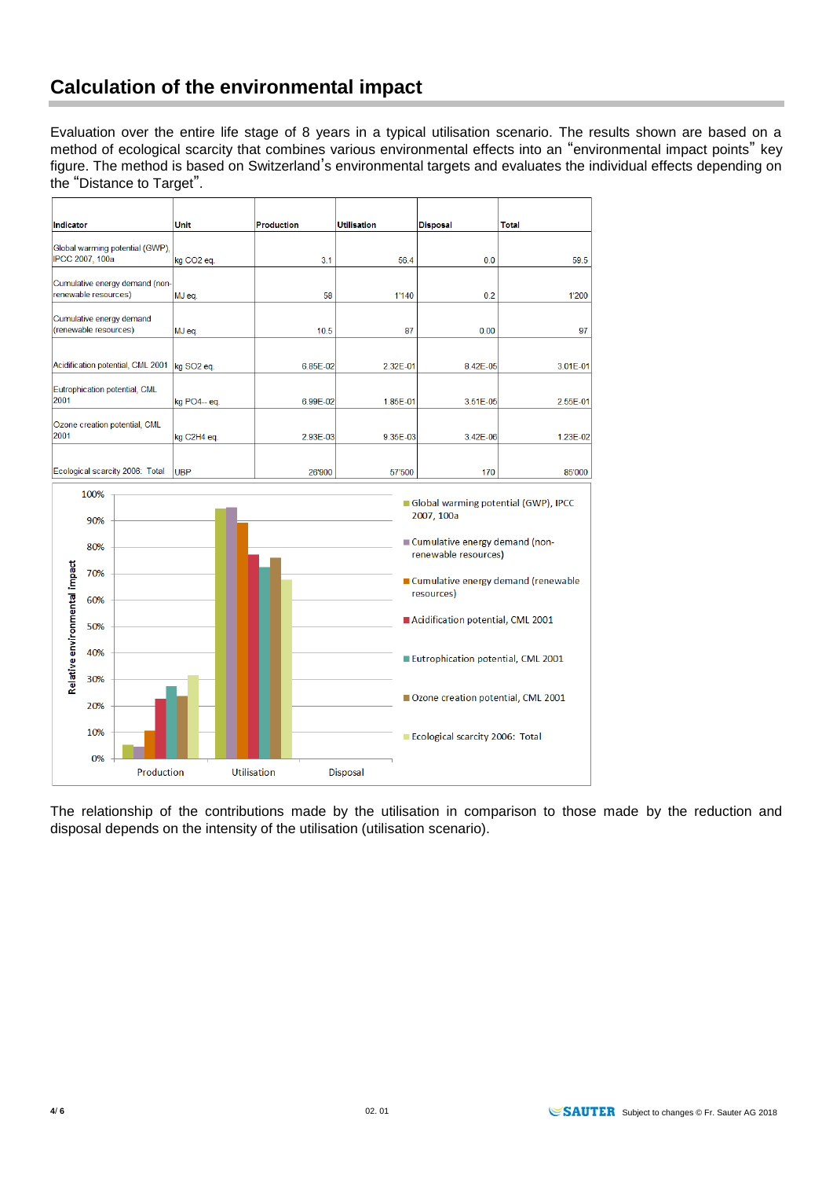## Calculation of the environmental impact

Evaluation over the entire life stage of 8 years in a typical utilisation scenario. The results shown are based on a method of ecological scarcity that combines various environmental effects into an "environmental impact points" key figure. The method is based on Switzerland's environmental targets and evaluates the individual effects depending on the "Distance to Target".

| Indicator | Unit | Production | Utilisation | Disposal | Total |
|---|---|---|---|---|---|
| Global warming potential (GWP), IPCC 2007, 100a | kg CO2 eq. | 3.1 | 56.4 | 0.0 | 59.5 |
| Cumulative energy demand (non-renewable resources) | MJ eq. | 58 | 1'140 | 0.2 | 1'200 |
| Cumulative energy demand (renewable resources) | MJ eq. | 10.5 | 87 | 0.00 | 97 |
| Acidification potential, CML 2001 | kg SO2 eq. | 6.85E-02 | 2.32E-01 | 8.42E-05 | 3.01E-01 |
| Eutrophication potential, CML 2001 | kg PO4-- eq. | 6.99E-02 | 1.85E-01 | 3.51E-05 | 2.55E-01 |
| Ozone creation potential, CML 2001 | kg C2H4 eq. | 2.93E-03 | 9.35E-03 | 3.42E-06 | 1.23E-02 |
| Ecological scarcity 2006: Total | UBP | 26'900 | 57'500 | 170 | 85'000 |

The relationship of the contributions made by the utilisation in comparison to those made by the reduction and disposal depends on the intensity of the utilisation (utilisation scenario).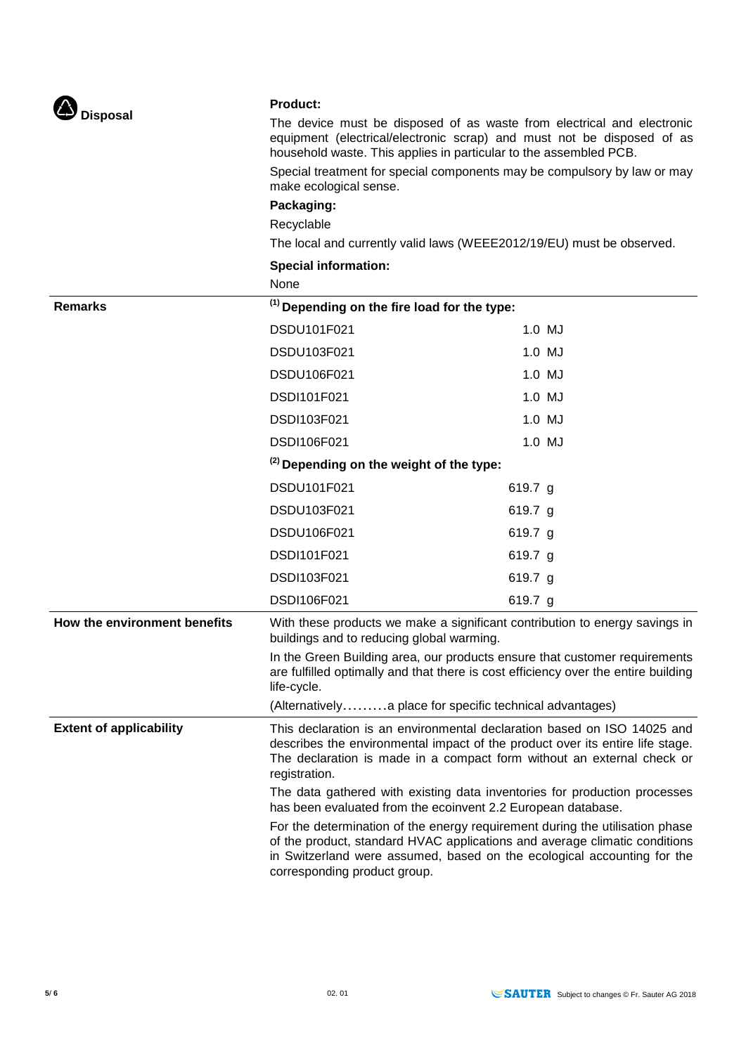## Disposal

**Product:**

The device must be disposed of as waste from electrical and electronic equipment (electrical/electronic scrap) and must not be disposed of as household waste. This applies in particular to the assembled PCB.

Special treatment for special components may be compulsory by law or may make ecological sense.

**Packaging:**

Recyclable

The local and currently valid laws (WEEE2012/19/EU) must be observed.

**Special information:**

None

## Remarks

**(1) Depending on the fire load for the type:**

| Type | Fire load |
|---|---|
| DSDU101F021 | 1.0 MJ |
| DSDU103F021 | 1.0 MJ |
| DSDU106F021 | 1.0 MJ |
| DSDI101F021 | 1.0 MJ |
| DSDI103F021 | 1.0 MJ |
| DSDI106F021 | 1.0 MJ |

**(2) Depending on the weight of the type:**

| Type | Weight |
|---|---|
| DSDU101F021 | 619.7 g |
| DSDU103F021 | 619.7 g |
| DSDU106F021 | 619.7 g |
| DSDI101F021 | 619.7 g |
| DSDI103F021 | 619.7 g |
| DSDI106F021 | 619.7 g |

## How the environment benefits

With these products we make a significant contribution to energy savings in buildings and to reducing global warming.

In the Green Building area, our products ensure that customer requirements are fulfilled optimally and that there is cost efficiency over the entire building life-cycle.

(Alternatively.........a place for specific technical advantages)

## Extent of applicability

This declaration is an environmental declaration based on ISO 14025 and describes the environmental impact of the product over its entire life stage. The declaration is made in a compact form without an external check or registration.

The data gathered with existing data inventories for production processes has been evaluated from the ecoinvent 2.2 European database.

For the determination of the energy requirement during the utilisation phase of the product, standard HVAC applications and average climatic conditions in Switzerland were assumed, based on the ecological accounting for the corresponding product group.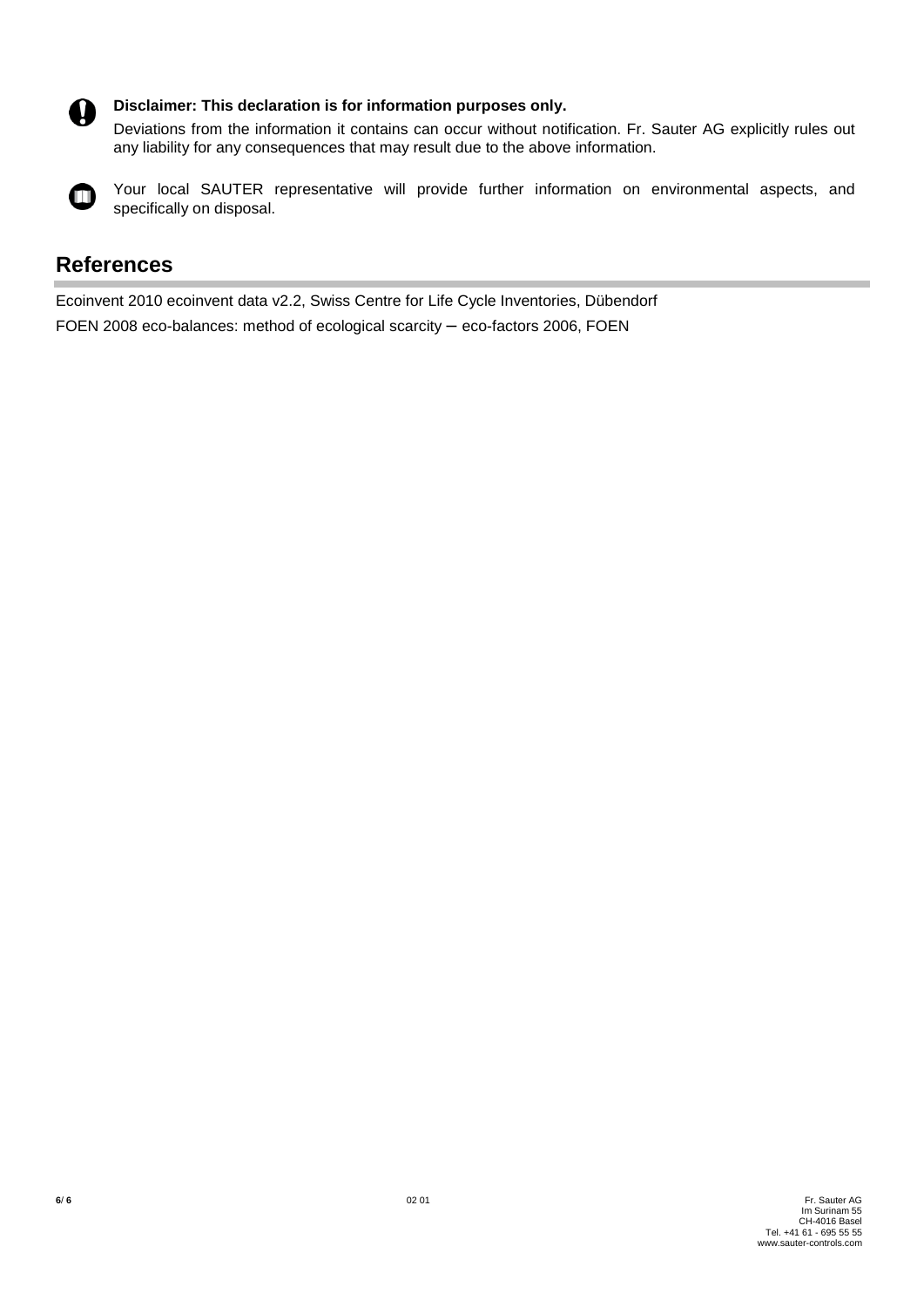**Disclaimer: This declaration is for information purposes only.**

Deviations from the information it contains can occur without notification. Fr. Sauter AG explicitly rules out any liability for any consequences that may result due to the above information.

Your local SAUTER representative will provide further information on environmental aspects, and specifically on disposal.

## References

Ecoinvent 2010 ecoinvent data v2.2, Swiss Centre for Life Cycle Inventories, Dübendorf

FOEN 2008 eco-balances: method of ecological scarcity – eco-factors 2006, FOEN